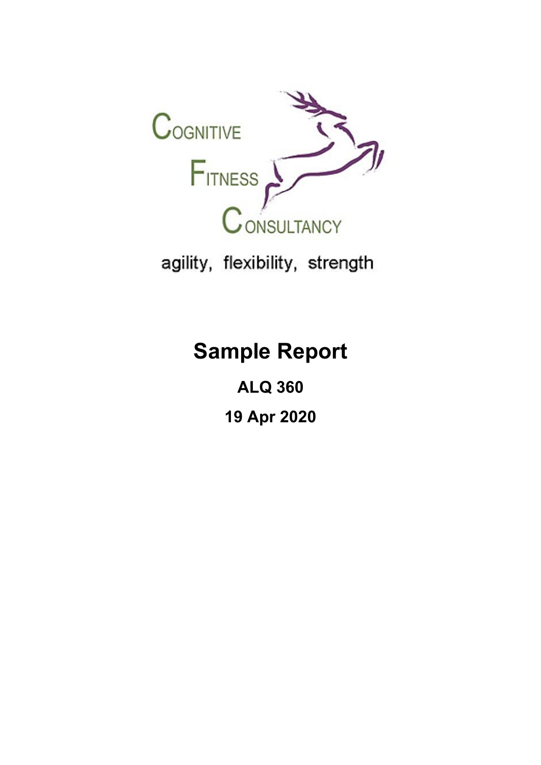Cognitive Fitness Consultancy

agility, flexibility, strength

# Sample Report

**ALQ 360**

**19 Apr 2020**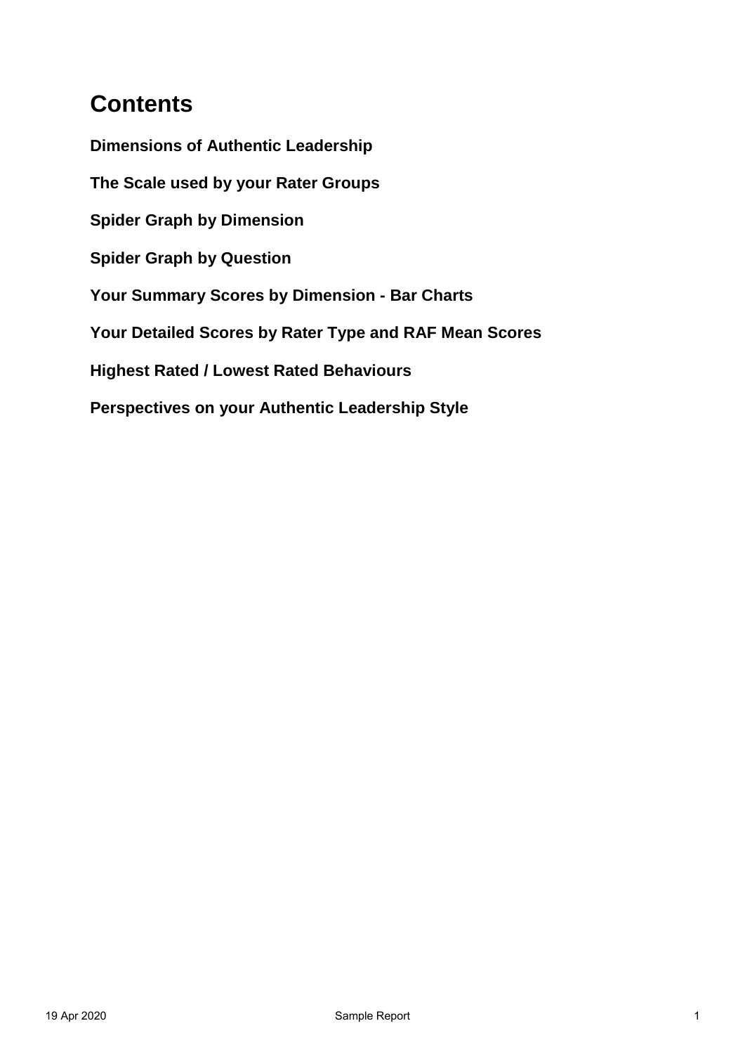# Contents

**Dimensions of Authentic Leadership**

**The Scale used by your Rater Groups**

**Spider Graph by Dimension**

**Spider Graph by Question**

**Your Summary Scores by Dimension - Bar Charts**

**Your Detailed Scores by Rater Type and RAF Mean Scores**

**Highest Rated / Lowest Rated Behaviours**

**Perspectives on your Authentic Leadership Style**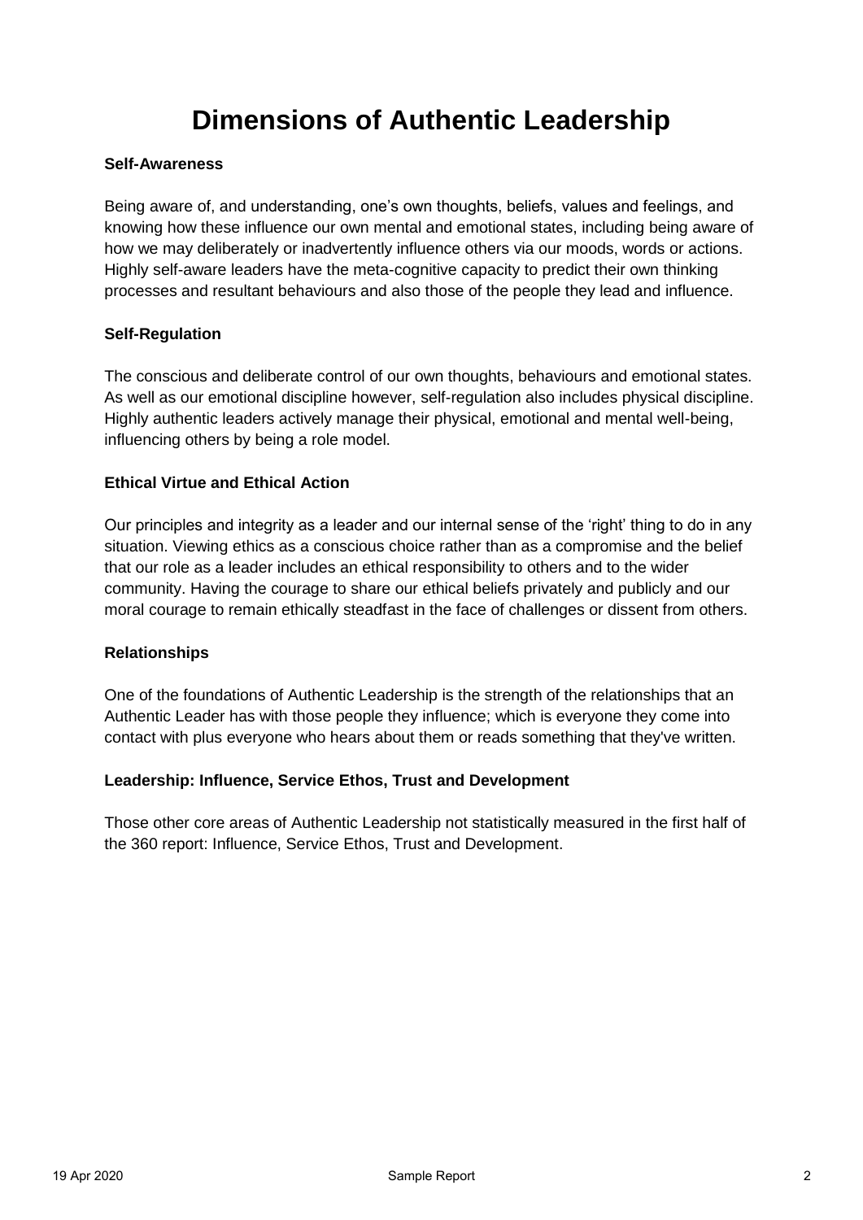# Dimensions of Authentic Leadership

**Self-Awareness**

Being aware of, and understanding, one's own thoughts, beliefs, values and feelings, and knowing how these influence our own mental and emotional states, including being aware of how we may deliberately or inadvertently influence others via our moods, words or actions. Highly self-aware leaders have the meta-cognitive capacity to predict their own thinking processes and resultant behaviours and also those of the people they lead and influence.

**Self-Regulation**

The conscious and deliberate control of our own thoughts, behaviours and emotional states. As well as our emotional discipline however, self-regulation also includes physical discipline. Highly authentic leaders actively manage their physical, emotional and mental well-being, influencing others by being a role model.

**Ethical Virtue and Ethical Action**

Our principles and integrity as a leader and our internal sense of the 'right' thing to do in any situation. Viewing ethics as a conscious choice rather than as a compromise and the belief that our role as a leader includes an ethical responsibility to others and to the wider community. Having the courage to share our ethical beliefs privately and publicly and our moral courage to remain ethically steadfast in the face of challenges or dissent from others.

**Relationships**

One of the foundations of Authentic Leadership is the strength of the relationships that an Authentic Leader has with those people they influence; which is everyone they come into contact with plus everyone who hears about them or reads something that they've written.

**Leadership: Influence, Service Ethos, Trust and Development**

Those other core areas of Authentic Leadership not statistically measured in the first half of the 360 report: Influence, Service Ethos, Trust and Development.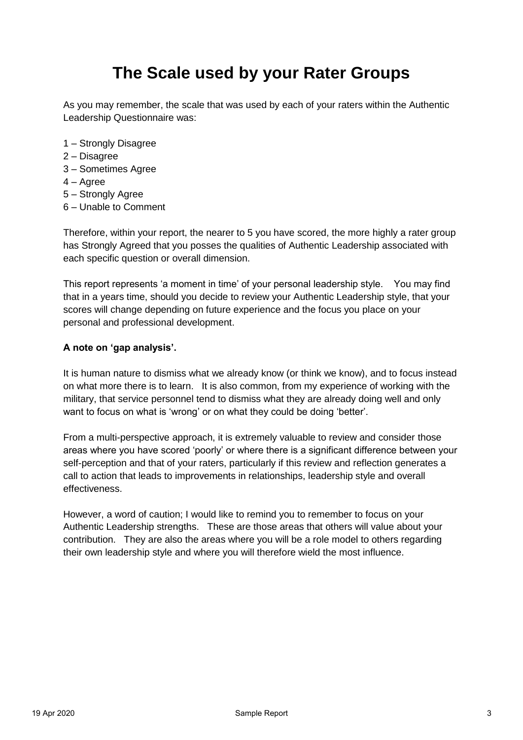# The Scale used by your Rater Groups

As you may remember, the scale that was used by each of your raters within the Authentic Leadership Questionnaire was:

1 – Strongly Disagree
2 – Disagree
3 – Sometimes Agree
4 – Agree
5 – Strongly Agree
6 – Unable to Comment

Therefore, within your report, the nearer to 5 you have scored, the more highly a rater group has Strongly Agreed that you posses the qualities of Authentic Leadership associated with each specific question or overall dimension.

This report represents 'a moment in time' of your personal leadership style. You may find that in a years time, should you decide to review your Authentic Leadership style, that your scores will change depending on future experience and the focus you place on your personal and professional development.

**A note on 'gap analysis'.**

It is human nature to dismiss what we already know (or think we know), and to focus instead on what more there is to learn. It is also common, from my experience of working with the military, that service personnel tend to dismiss what they are already doing well and only want to focus on what is 'wrong' or on what they could be doing 'better'.

From a multi-perspective approach, it is extremely valuable to review and consider those areas where you have scored 'poorly' or where there is a significant difference between your self-perception and that of your raters, particularly if this review and reflection generates a call to action that leads to improvements in relationships, leadership style and overall effectiveness.

However, a word of caution; I would like to remind you to remember to focus on your Authentic Leadership strengths. These are those areas that others will value about your contribution. They are also the areas where you will be a role model to others regarding their own leadership style and where you will therefore wield the most influence.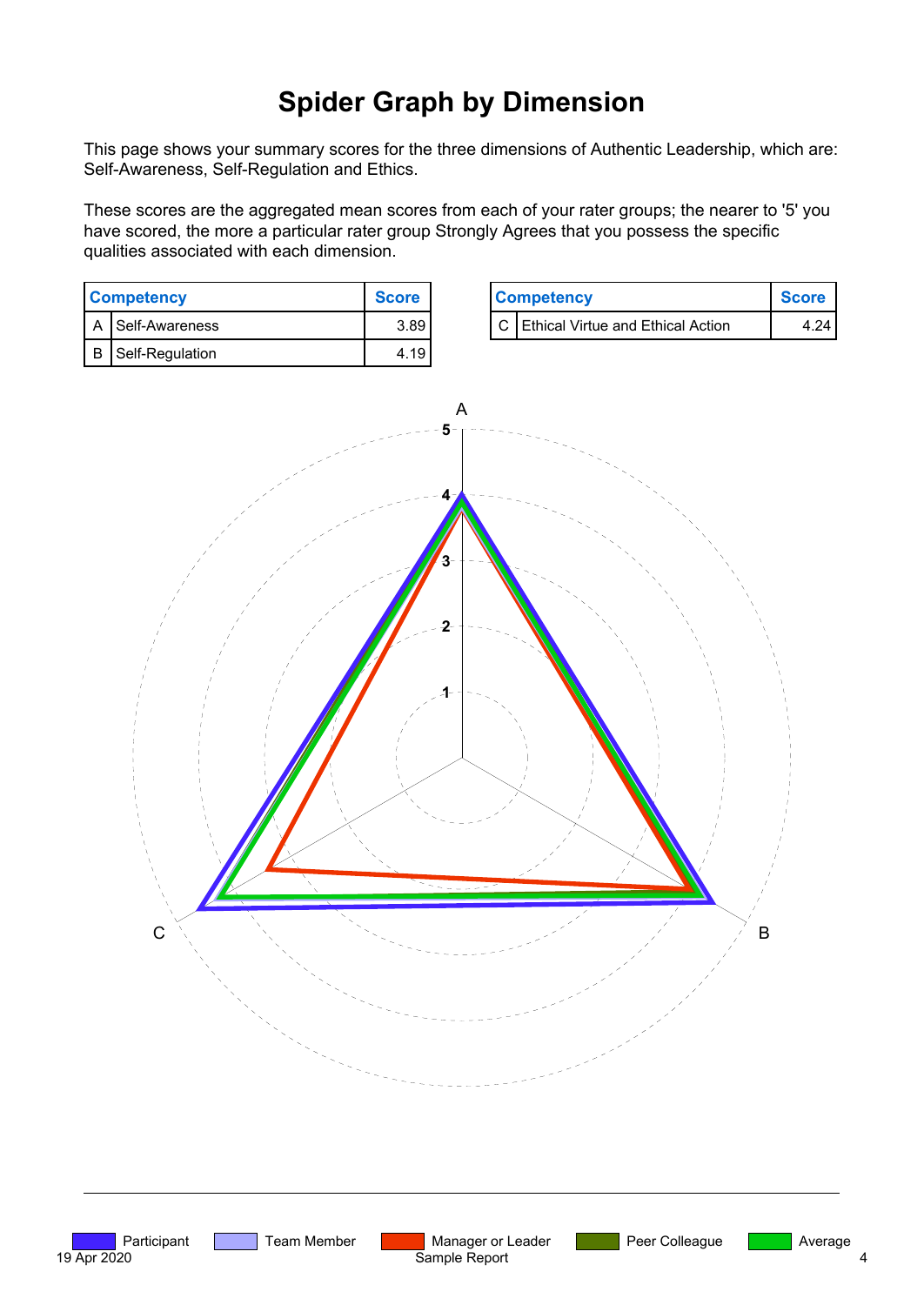# Spider Graph by Dimension

This page shows your summary scores for the three dimensions of Authentic Leadership, which are: Self-Awareness, Self-Regulation and Ethics.

These scores are the aggregated mean scores from each of your rater groups; the nearer to '5' you have scored, the more a particular rater group Strongly Agrees that you possess the specific qualities associated with each dimension.

| | Competency | Score |
|---|---|---|
| A | Self-Awareness | 3.89 |
| B | Self-Regulation | 4.19 |
| C | Ethical Virtue and Ethical Action | 4.24 |

A

5

4

3

2

1

C

B

Participant   Team Member   Manager or Leader   Peer Colleague   Average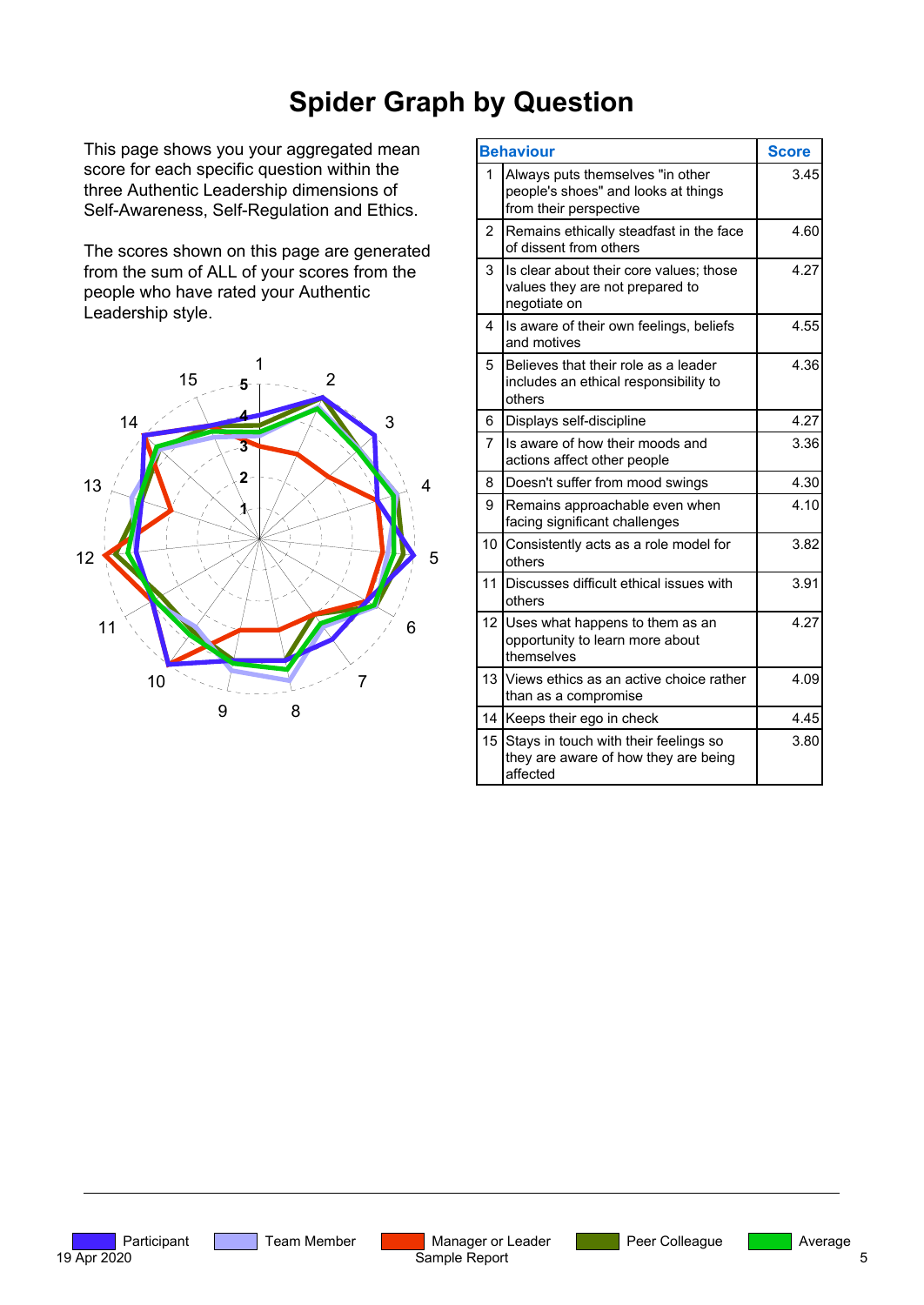# Spider Graph by Question

This page shows you your aggregated mean score for each specific question within the three Authentic Leadership dimensions of Self-Awareness, Self-Regulation and Ethics.

The scores shown on this page are generated from the sum of ALL of your scores from the people who have rated your Authentic Leadership style.

| | Behaviour | Score |
|---|---|---|
| 1 | Always puts themselves "in other people's shoes" and looks at things from their perspective | 3.45 |
| 2 | Remains ethically steadfast in the face of dissent from others | 4.60 |
| 3 | Is clear about their core values; those values they are not prepared to negotiate on | 4.27 |
| 4 | Is aware of their own feelings, beliefs and motives | 4.55 |
| 5 | Believes that their role as a leader includes an ethical responsibility to others | 4.36 |
| 6 | Displays self-discipline | 4.27 |
| 7 | Is aware of how their moods and actions affect other people | 3.36 |
| 8 | Doesn't suffer from mood swings | 4.30 |
| 9 | Remains approachable even when facing significant challenges | 4.10 |
| 10 | Consistently acts as a role model for others | 3.82 |
| 11 | Discusses difficult ethical issues with others | 3.91 |
| 12 | Uses what happens to them as an opportunity to learn more about themselves | 4.27 |
| 13 | Views ethics as an active choice rather than as a compromise | 4.09 |
| 14 | Keeps their ego in check | 4.45 |
| 15 | Stays in touch with their feelings so they are aware of how they are being affected | 3.80 |

Participant | Team Member | Manager or Leader | Peer Colleague | Average

19 Apr 2020 Sample Report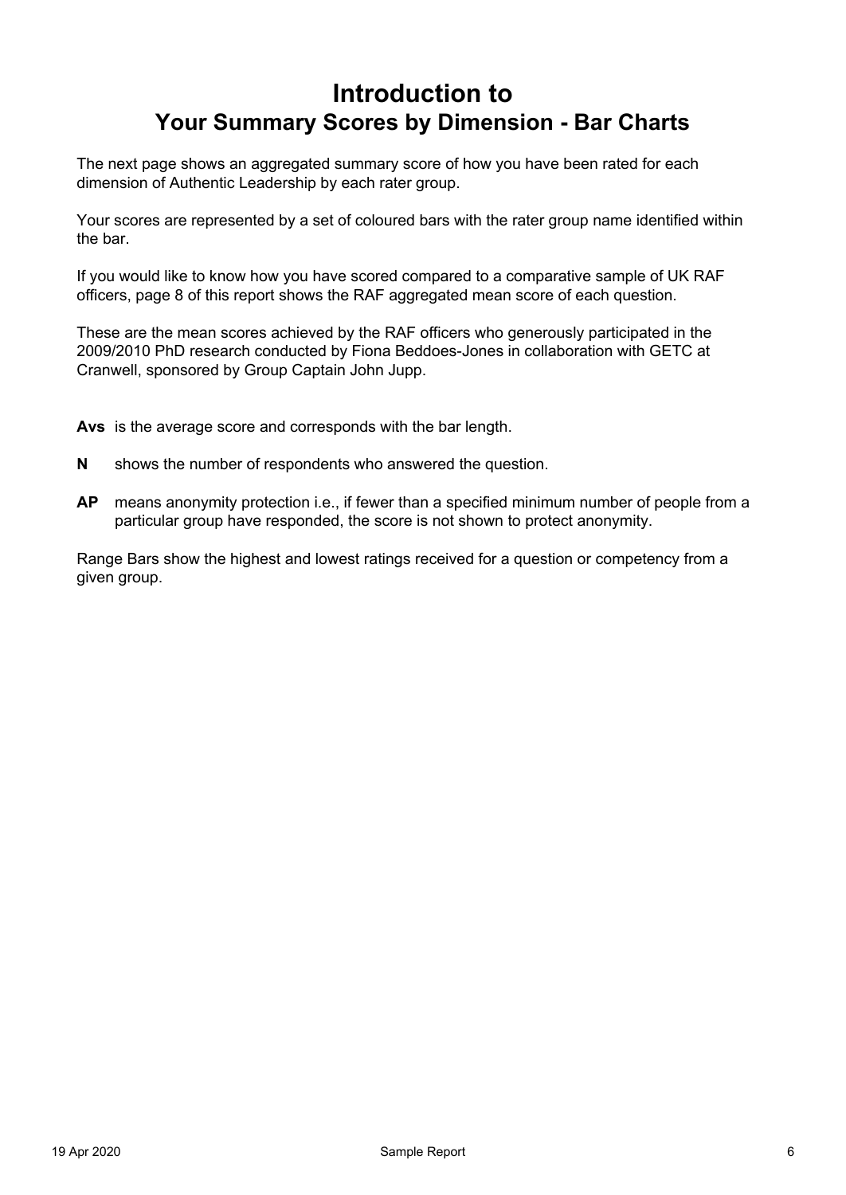# Introduction to
# Your Summary Scores by Dimension - Bar Charts

The next page shows an aggregated summary score of how you have been rated for each dimension of Authentic Leadership by each rater group.

Your scores are represented by a set of coloured bars with the rater group name identified within the bar.

If you would like to know how you have scored compared to a comparative sample of UK RAF officers, page 8 of this report shows the RAF aggregated mean score of each question.

These are the mean scores achieved by the RAF officers who generously participated in the 2009/2010 PhD research conducted by Fiona Beddoes-Jones in collaboration with GETC at Cranwell, sponsored by Group Captain John Jupp.

**Avs** is the average score and corresponds with the bar length.

**N** shows the number of respondents who answered the question.

**AP** means anonymity protection i.e., if fewer than a specified minimum number of people from a particular group have responded, the score is not shown to protect anonymity.

Range Bars show the highest and lowest ratings received for a question or competency from a given group.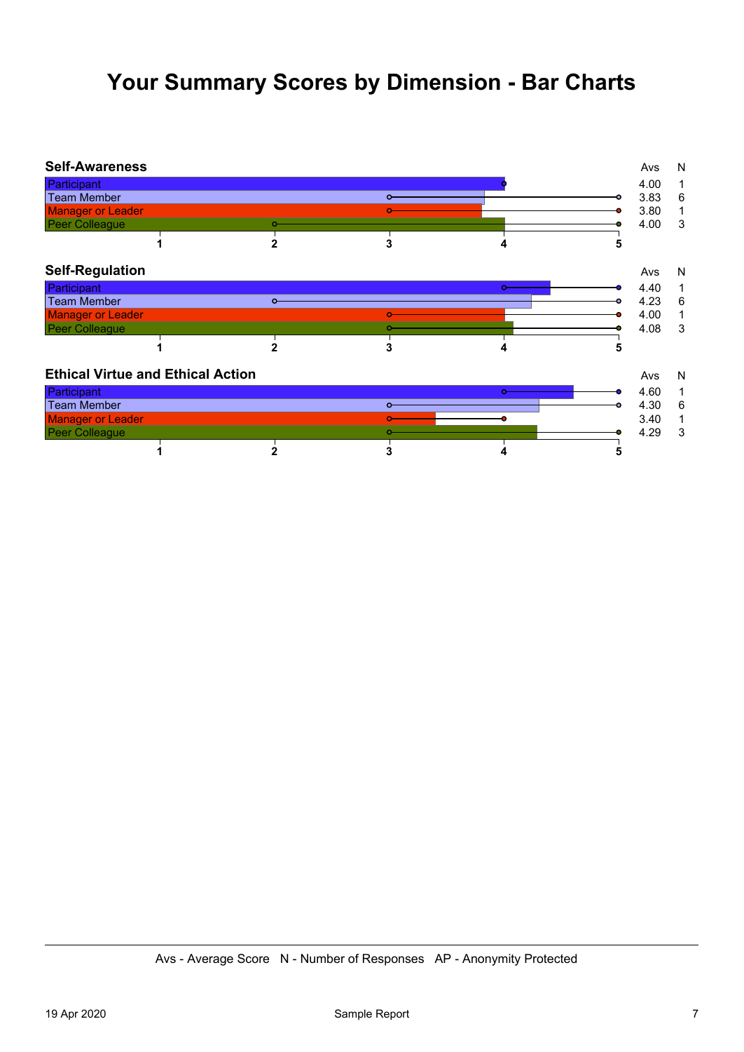# Your Summary Scores by Dimension - Bar Charts

## Self-Awareness

| | Avs | N |
|---|---|---|
| Participant | 4.00 | 1 |
| Team Member | 3.83 | 6 |
| Manager or Leader | 3.80 | 1 |
| Peer Colleague | 4.00 | 3 |

## Self-Regulation

| | Avs | N |
|---|---|---|
| Participant | 4.40 | 1 |
| Team Member | 4.23 | 6 |
| Manager or Leader | 4.00 | 1 |
| Peer Colleague | 4.08 | 3 |

## Ethical Virtue and Ethical Action

| | Avs | N |
|---|---|---|
| Participant | 4.60 | 1 |
| Team Member | 4.30 | 6 |
| Manager or Leader | 3.40 | 1 |
| Peer Colleague | 4.29 | 3 |

Avs - Average Score   N - Number of Responses   AP - Anonymity Protected

19 Apr 2020    Sample Report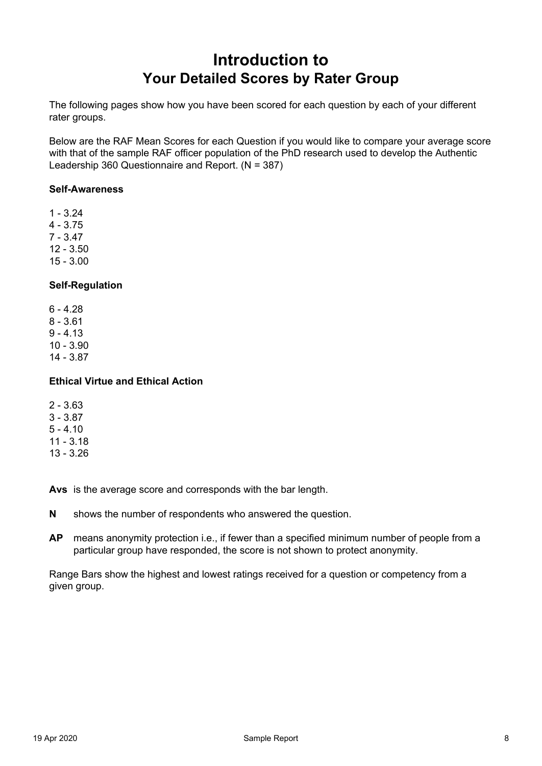# Introduction to Your Detailed Scores by Rater Group

The following pages show how you have been scored for each question by each of your different rater groups.

Below are the RAF Mean Scores for each Question if you would like to compare your average score with that of the sample RAF officer population of the PhD research used to develop the Authentic Leadership 360 Questionnaire and Report. (N = 387)

**Self-Awareness**

1 - 3.24
4 - 3.75
7 - 3.47
12 - 3.50
15 - 3.00

**Self-Regulation**

6 - 4.28
8 - 3.61
9 - 4.13
10 - 3.90
14 - 3.87

**Ethical Virtue and Ethical Action**

2 - 3.63
3 - 3.87
5 - 4.10
11 - 3.18
13 - 3.26

**Avs** is the average score and corresponds with the bar length.

**N** shows the number of respondents who answered the question.

**AP** means anonymity protection i.e., if fewer than a specified minimum number of people from a particular group have responded, the score is not shown to protect anonymity.

Range Bars show the highest and lowest ratings received for a question or competency from a given group.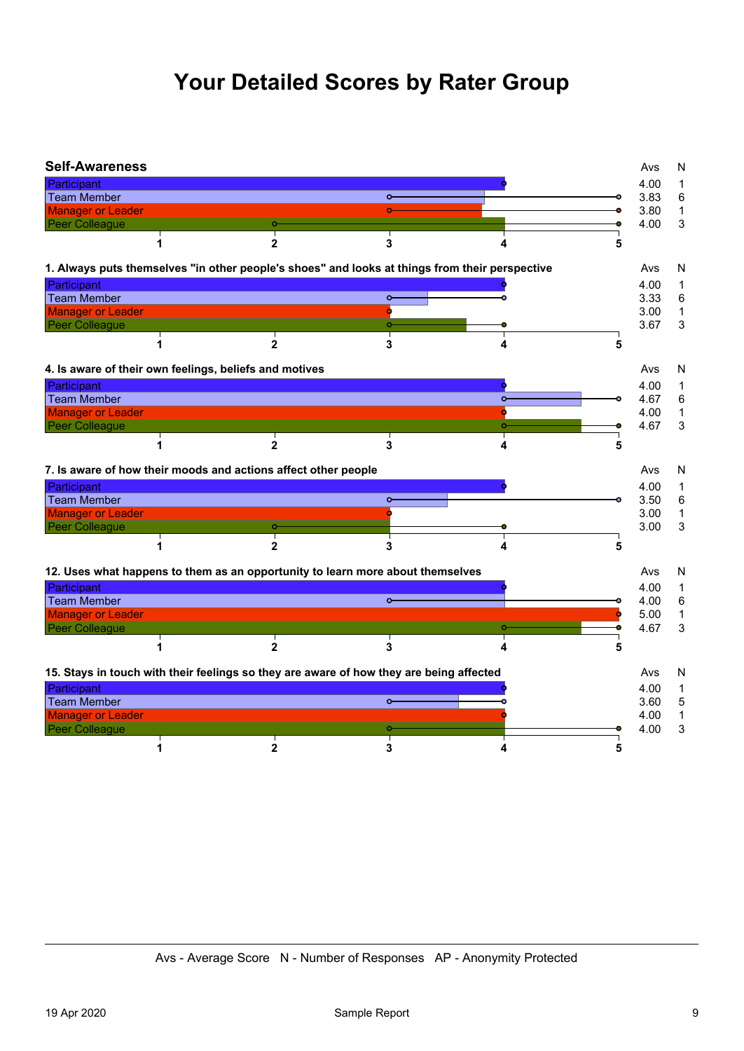# Your Detailed Scores by Rater Group

## Self-Awareness

| Rater Group | Avs | N |
|---|---|---|
| Participant | 4.00 | 1 |
| Team Member | 3.83 | 6 |
| Manager or Leader | 3.80 | 1 |
| Peer Colleague | 4.00 | 3 |

### 1. Always puts themselves "in other people's shoes" and looks at things from their perspective

| Rater Group | Avs | N |
|---|---|---|
| Participant | 4.00 | 1 |
| Team Member | 3.33 | 6 |
| Manager or Leader | 3.00 | 1 |
| Peer Colleague | 3.67 | 3 |

### 4. Is aware of their own feelings, beliefs and motives

| Rater Group | Avs | N |
|---|---|---|
| Participant | 4.00 | 1 |
| Team Member | 4.67 | 6 |
| Manager or Leader | 4.00 | 1 |
| Peer Colleague | 4.67 | 3 |

### 7. Is aware of how their moods and actions affect other people

| Rater Group | Avs | N |
|---|---|---|
| Participant | 4.00 | 1 |
| Team Member | 3.50 | 6 |
| Manager or Leader | 3.00 | 1 |
| Peer Colleague | 3.00 | 3 |

### 12. Uses what happens to them as an opportunity to learn more about themselves

| Rater Group | Avs | N |
|---|---|---|
| Participant | 4.00 | 1 |
| Team Member | 4.00 | 6 |
| Manager or Leader | 5.00 | 1 |
| Peer Colleague | 4.67 | 3 |

### 15. Stays in touch with their feelings so they are aware of how they are being affected

| Rater Group | Avs | N |
|---|---|---|
| Participant | 4.00 | 1 |
| Team Member | 3.60 | 5 |
| Manager or Leader | 4.00 | 1 |
| Peer Colleague | 4.00 | 3 |

Avs - Average Score N - Number of Responses AP - Anonymity Protected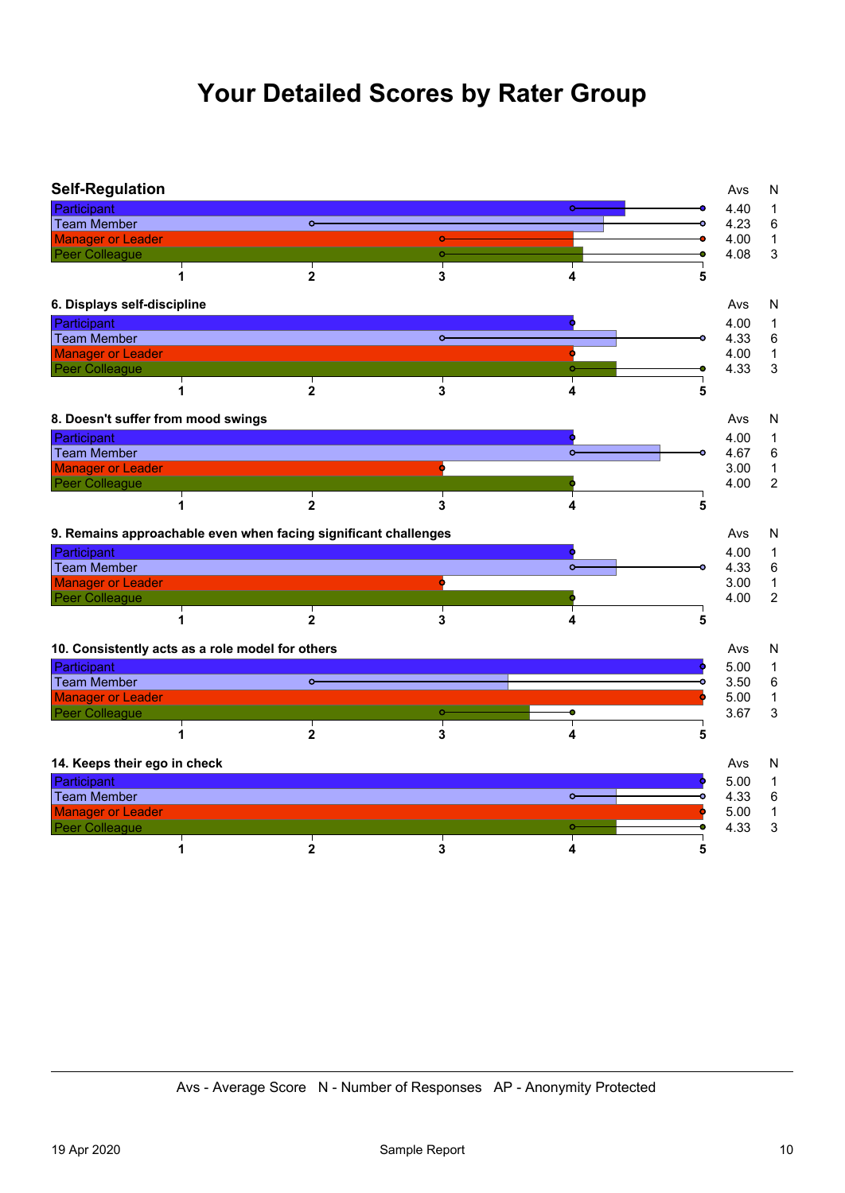# Your Detailed Scores by Rater Group

## Self-Regulation

| Rater Group | Avs | N |
|---|---|---|
| Participant | 4.40 | 1 |
| Team Member | 4.23 | 6 |
| Manager or Leader | 4.00 | 1 |
| Peer Colleague | 4.08 | 3 |

### 6. Displays self-discipline

| Rater Group | Avs | N |
|---|---|---|
| Participant | 4.00 | 1 |
| Team Member | 4.33 | 6 |
| Manager or Leader | 4.00 | 1 |
| Peer Colleague | 4.33 | 3 |

### 8. Doesn't suffer from mood swings

| Rater Group | Avs | N |
|---|---|---|
| Participant | 4.00 | 1 |
| Team Member | 4.67 | 6 |
| Manager or Leader | 3.00 | 1 |
| Peer Colleague | 4.00 | 2 |

### 9. Remains approachable even when facing significant challenges

| Rater Group | Avs | N |
|---|---|---|
| Participant | 4.00 | 1 |
| Team Member | 4.33 | 6 |
| Manager or Leader | 3.00 | 1 |
| Peer Colleague | 4.00 | 2 |

### 10. Consistently acts as a role model for others

| Rater Group | Avs | N |
|---|---|---|
| Participant | 5.00 | 1 |
| Team Member | 3.50 | 6 |
| Manager or Leader | 5.00 | 1 |
| Peer Colleague | 3.67 | 3 |

### 14. Keeps their ego in check

| Rater Group | Avs | N |
|---|---|---|
| Participant | 5.00 | 1 |
| Team Member | 4.33 | 6 |
| Manager or Leader | 5.00 | 1 |
| Peer Colleague | 4.33 | 3 |

Avs - Average Score N - Number of Responses AP - Anonymity Protected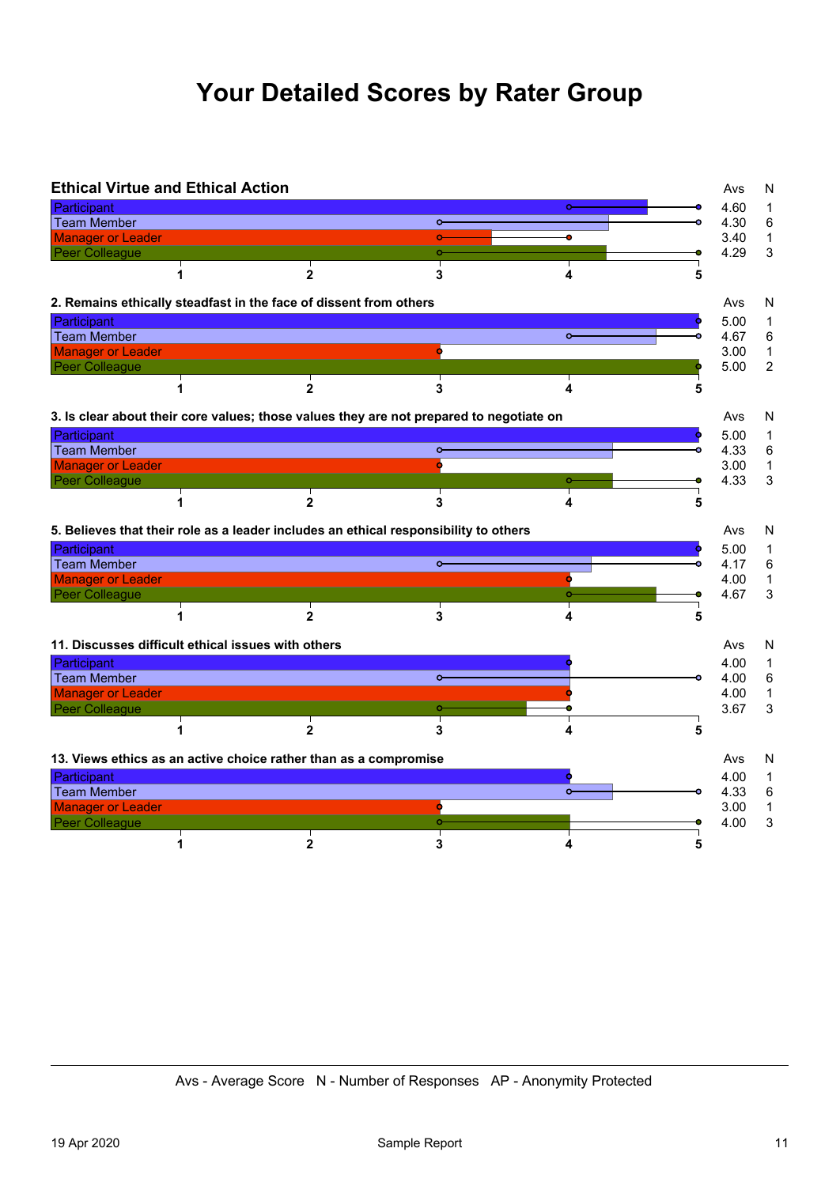# Your Detailed Scores by Rater Group

## Ethical Virtue and Ethical Action

| | Avs | N |
|---|---|---|
| Participant | 4.60 | 1 |
| Team Member | 4.30 | 6 |
| Manager or Leader | 3.40 | 1 |
| Peer Colleague | 4.29 | 3 |

### 2. Remains ethically steadfast in the face of dissent from others

| | Avs | N |
|---|---|---|
| Participant | 5.00 | 1 |
| Team Member | 4.67 | 6 |
| Manager or Leader | 3.00 | 1 |
| Peer Colleague | 5.00 | 2 |

### 3. Is clear about their core values; those values they are not prepared to negotiate on

| | Avs | N |
|---|---|---|
| Participant | 5.00 | 1 |
| Team Member | 4.33 | 6 |
| Manager or Leader | 3.00 | 1 |
| Peer Colleague | 4.33 | 3 |

### 5. Believes that their role as a leader includes an ethical responsibility to others

| | Avs | N |
|---|---|---|
| Participant | 5.00 | 1 |
| Team Member | 4.17 | 6 |
| Manager or Leader | 4.00 | 1 |
| Peer Colleague | 4.67 | 3 |

### 11. Discusses difficult ethical issues with others

| | Avs | N |
|---|---|---|
| Participant | 4.00 | 1 |
| Team Member | 4.00 | 6 |
| Manager or Leader | 4.00 | 1 |
| Peer Colleague | 3.67 | 3 |

### 13. Views ethics as an active choice rather than as a compromise

| | Avs | N |
|---|---|---|
| Participant | 4.00 | 1 |
| Team Member | 4.33 | 6 |
| Manager or Leader | 3.00 | 1 |
| Peer Colleague | 4.00 | 3 |

Avs - Average Score N - Number of Responses AP - Anonymity Protected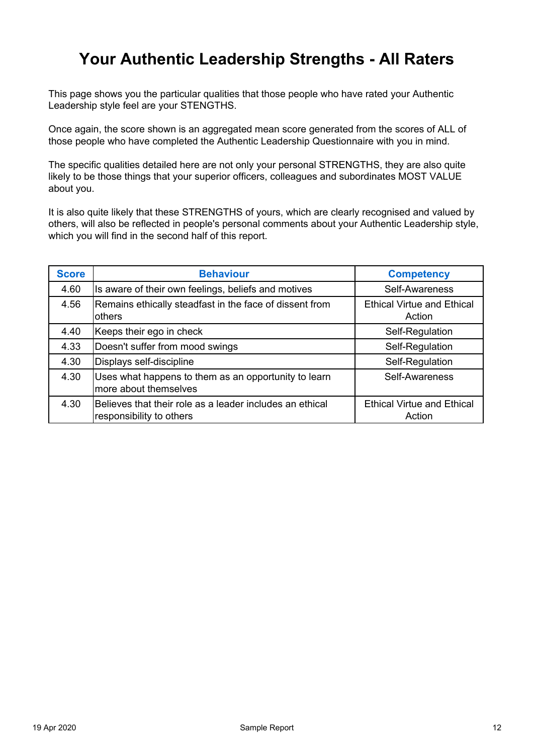# Your Authentic Leadership Strengths - All Raters

This page shows you the particular qualities that those people who have rated your Authentic Leadership style feel are your STENGTHS.

Once again, the score shown is an aggregated mean score generated from the scores of ALL of those people who have completed the Authentic Leadership Questionnaire with you in mind.

The specific qualities detailed here are not only your personal STRENGTHS, they are also quite likely to be those things that your superior officers, colleagues and subordinates MOST VALUE about you.

It is also quite likely that these STRENGTHS of yours, which are clearly recognised and valued by others, will also be reflected in people's personal comments about your Authentic Leadership style, which you will find in the second half of this report.

| Score | Behaviour | Competency |
|---|---|---|
| 4.60 | Is aware of their own feelings, beliefs and motives | Self-Awareness |
| 4.56 | Remains ethically steadfast in the face of dissent from others | Ethical Virtue and Ethical Action |
| 4.40 | Keeps their ego in check | Self-Regulation |
| 4.33 | Doesn't suffer from mood swings | Self-Regulation |
| 4.30 | Displays self-discipline | Self-Regulation |
| 4.30 | Uses what happens to them as an opportunity to learn more about themselves | Self-Awareness |
| 4.30 | Believes that their role as a leader includes an ethical responsibility to others | Ethical Virtue and Ethical Action |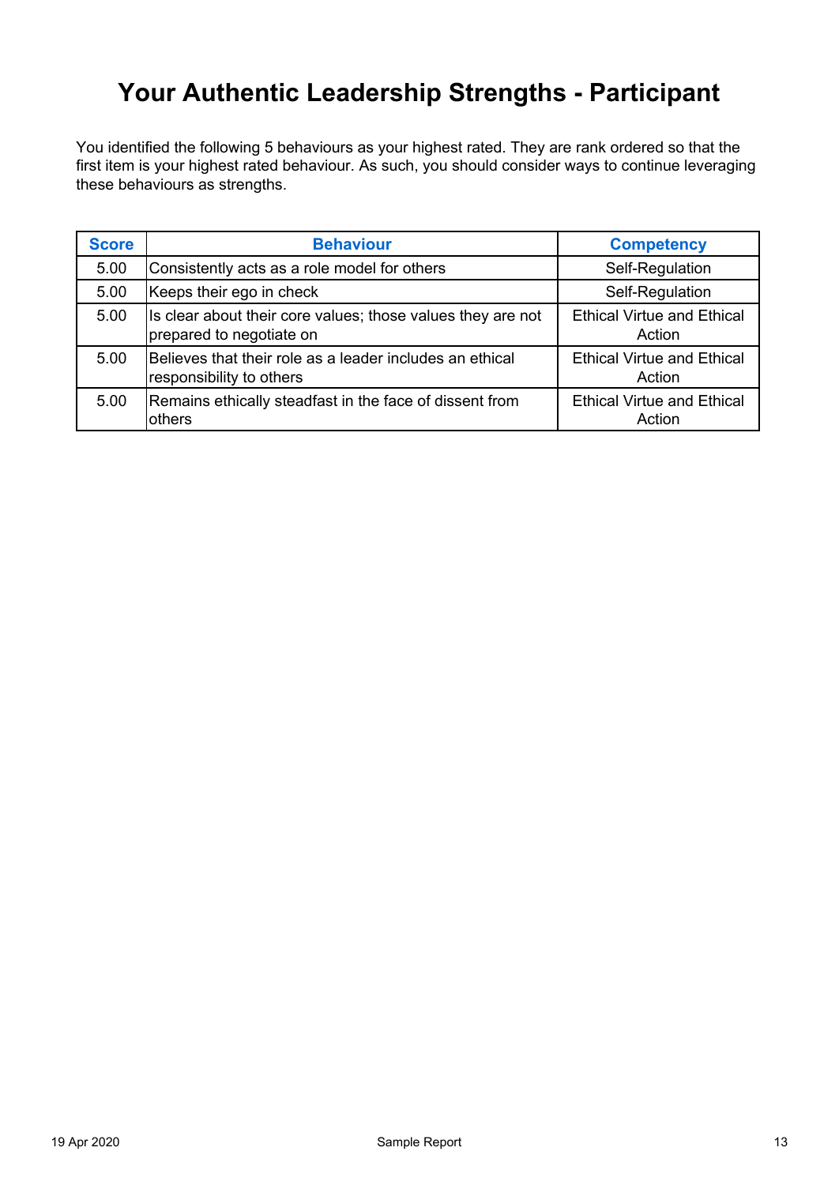# Your Authentic Leadership Strengths - Participant

You identified the following 5 behaviours as your highest rated. They are rank ordered so that the first item is your highest rated behaviour. As such, you should consider ways to continue leveraging these behaviours as strengths.

| Score | Behaviour | Competency |
|---|---|---|
| 5.00 | Consistently acts as a role model for others | Self-Regulation |
| 5.00 | Keeps their ego in check | Self-Regulation |
| 5.00 | Is clear about their core values; those values they are not prepared to negotiate on | Ethical Virtue and Ethical Action |
| 5.00 | Believes that their role as a leader includes an ethical responsibility to others | Ethical Virtue and Ethical Action |
| 5.00 | Remains ethically steadfast in the face of dissent from others | Ethical Virtue and Ethical Action |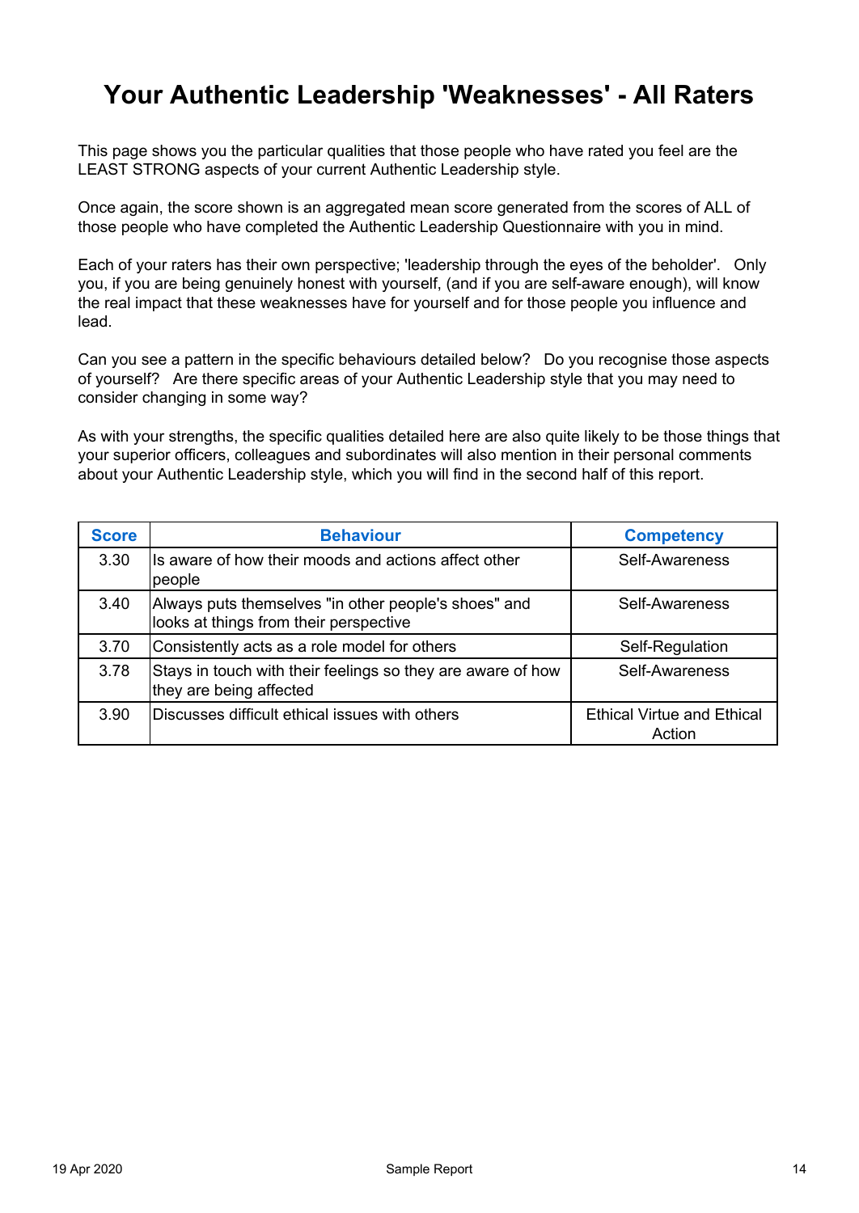# Your Authentic Leadership 'Weaknesses' - All Raters

This page shows you the particular qualities that those people who have rated you feel are the LEAST STRONG aspects of your current Authentic Leadership style.

Once again, the score shown is an aggregated mean score generated from the scores of ALL of those people who have completed the Authentic Leadership Questionnaire with you in mind.

Each of your raters has their own perspective; 'leadership through the eyes of the beholder'. Only you, if you are being genuinely honest with yourself, (and if you are self-aware enough), will know the real impact that these weaknesses have for yourself and for those people you influence and lead.

Can you see a pattern in the specific behaviours detailed below? Do you recognise those aspects of yourself? Are there specific areas of your Authentic Leadership style that you may need to consider changing in some way?

As with your strengths, the specific qualities detailed here are also quite likely to be those things that your superior officers, colleagues and subordinates will also mention in their personal comments about your Authentic Leadership style, which you will find in the second half of this report.

| Score | Behaviour | Competency |
|---|---|---|
| 3.30 | Is aware of how their moods and actions affect other people | Self-Awareness |
| 3.40 | Always puts themselves "in other people's shoes" and looks at things from their perspective | Self-Awareness |
| 3.70 | Consistently acts as a role model for others | Self-Regulation |
| 3.78 | Stays in touch with their feelings so they are aware of how they are being affected | Self-Awareness |
| 3.90 | Discusses difficult ethical issues with others | Ethical Virtue and Ethical Action |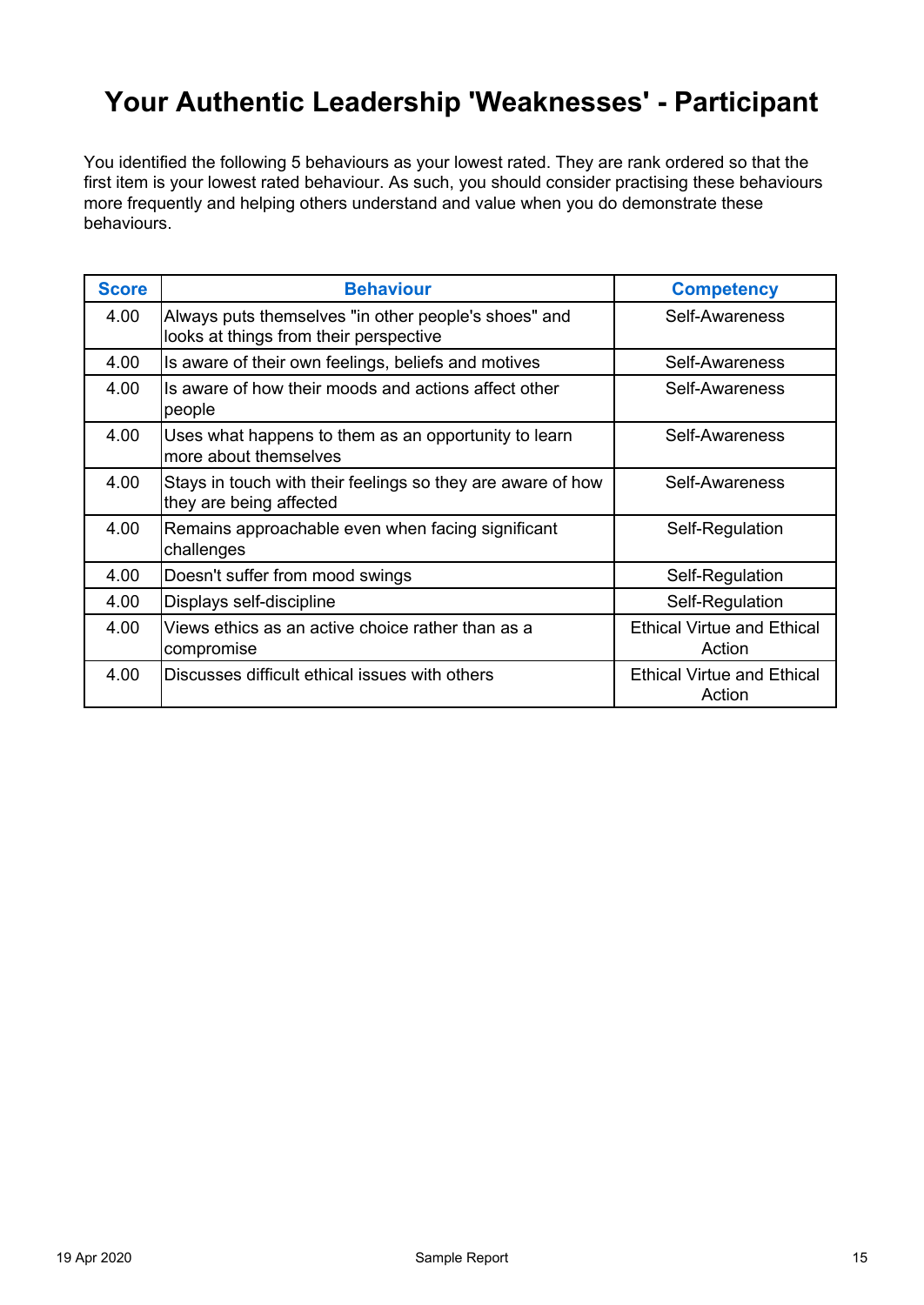# Your Authentic Leadership 'Weaknesses' - Participant

You identified the following 5 behaviours as your lowest rated. They are rank ordered so that the first item is your lowest rated behaviour. As such, you should consider practising these behaviours more frequently and helping others understand and value when you do demonstrate these behaviours.

| Score | Behaviour | Competency |
|---|---|---|
| 4.00 | Always puts themselves "in other people's shoes" and looks at things from their perspective | Self-Awareness |
| 4.00 | Is aware of their own feelings, beliefs and motives | Self-Awareness |
| 4.00 | Is aware of how their moods and actions affect other people | Self-Awareness |
| 4.00 | Uses what happens to them as an opportunity to learn more about themselves | Self-Awareness |
| 4.00 | Stays in touch with their feelings so they are aware of how they are being affected | Self-Awareness |
| 4.00 | Remains approachable even when facing significant challenges | Self-Regulation |
| 4.00 | Doesn't suffer from mood swings | Self-Regulation |
| 4.00 | Displays self-discipline | Self-Regulation |
| 4.00 | Views ethics as an active choice rather than as a compromise | Ethical Virtue and Ethical Action |
| 4.00 | Discusses difficult ethical issues with others | Ethical Virtue and Ethical Action |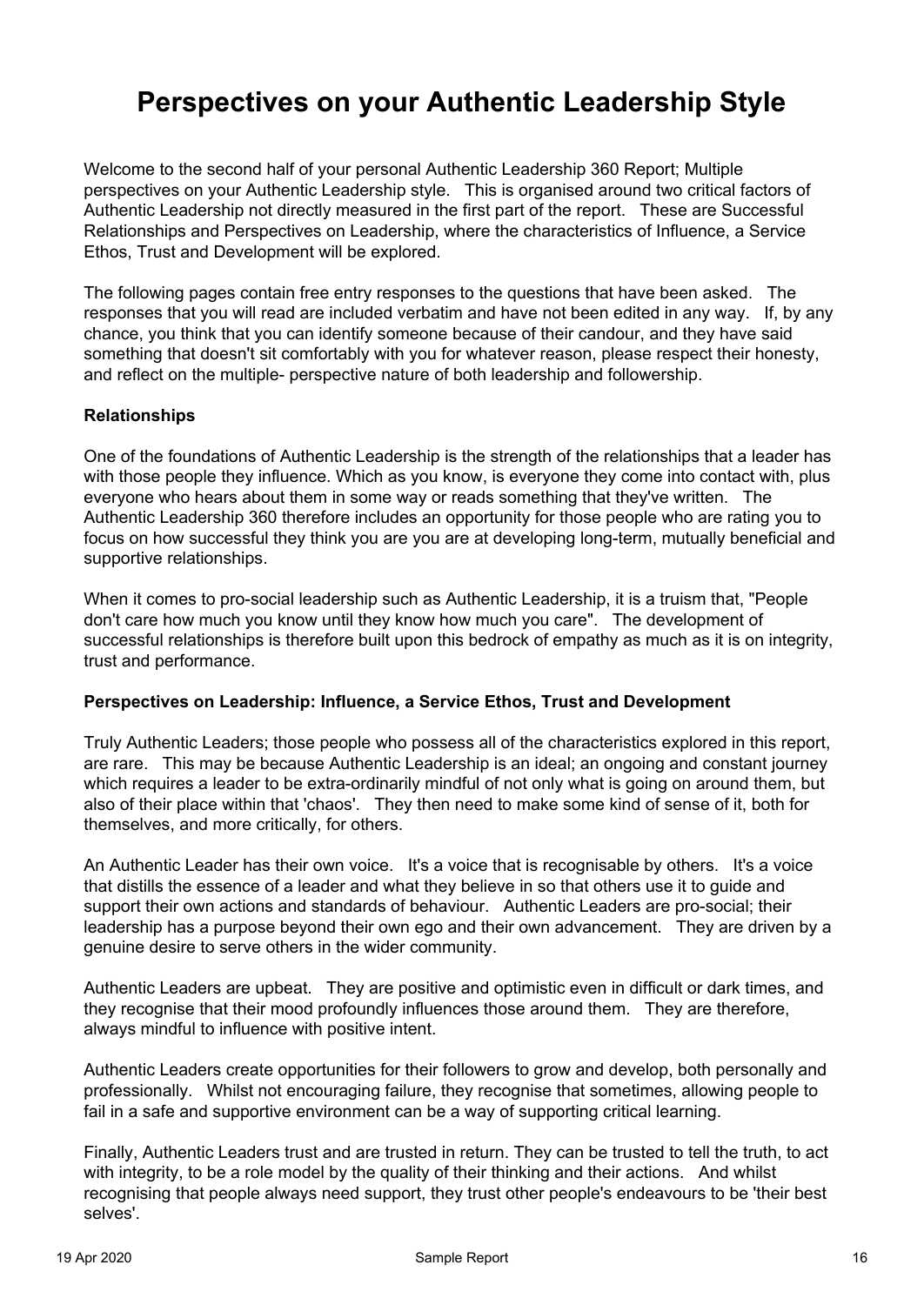# Perspectives on your Authentic Leadership Style

Welcome to the second half of your personal Authentic Leadership 360 Report; Multiple perspectives on your Authentic Leadership style. This is organised around two critical factors of Authentic Leadership not directly measured in the first part of the report. These are Successful Relationships and Perspectives on Leadership, where the characteristics of Influence, a Service Ethos, Trust and Development will be explored.

The following pages contain free entry responses to the questions that have been asked. The responses that you will read are included verbatim and have not been edited in any way. If, by any chance, you think that you can identify someone because of their candour, and they have said something that doesn't sit comfortably with you for whatever reason, please respect their honesty, and reflect on the multiple- perspective nature of both leadership and followership.

**Relationships**

One of the foundations of Authentic Leadership is the strength of the relationships that a leader has with those people they influence. Which as you know, is everyone they come into contact with, plus everyone who hears about them in some way or reads something that they've written. The Authentic Leadership 360 therefore includes an opportunity for those people who are rating you to focus on how successful they think you are you are at developing long-term, mutually beneficial and supportive relationships.

When it comes to pro-social leadership such as Authentic Leadership, it is a truism that, "People don't care how much you know until they know how much you care". The development of successful relationships is therefore built upon this bedrock of empathy as much as it is on integrity, trust and performance.

**Perspectives on Leadership: Influence, a Service Ethos, Trust and Development**

Truly Authentic Leaders; those people who possess all of the characteristics explored in this report, are rare. This may be because Authentic Leadership is an ideal; an ongoing and constant journey which requires a leader to be extra-ordinarily mindful of not only what is going on around them, but also of their place within that 'chaos'. They then need to make some kind of sense of it, both for themselves, and more critically, for others.

An Authentic Leader has their own voice. It's a voice that is recognisable by others. It's a voice that distills the essence of a leader and what they believe in so that others use it to guide and support their own actions and standards of behaviour. Authentic Leaders are pro-social; their leadership has a purpose beyond their own ego and their own advancement. They are driven by a genuine desire to serve others in the wider community.

Authentic Leaders are upbeat. They are positive and optimistic even in difficult or dark times, and they recognise that their mood profoundly influences those around them. They are therefore, always mindful to influence with positive intent.

Authentic Leaders create opportunities for their followers to grow and develop, both personally and professionally. Whilst not encouraging failure, they recognise that sometimes, allowing people to fail in a safe and supportive environment can be a way of supporting critical learning.

Finally, Authentic Leaders trust and are trusted in return. They can be trusted to tell the truth, to act with integrity, to be a role model by the quality of their thinking and their actions. And whilst recognising that people always need support, they trust other people's endeavours to be 'their best selves'.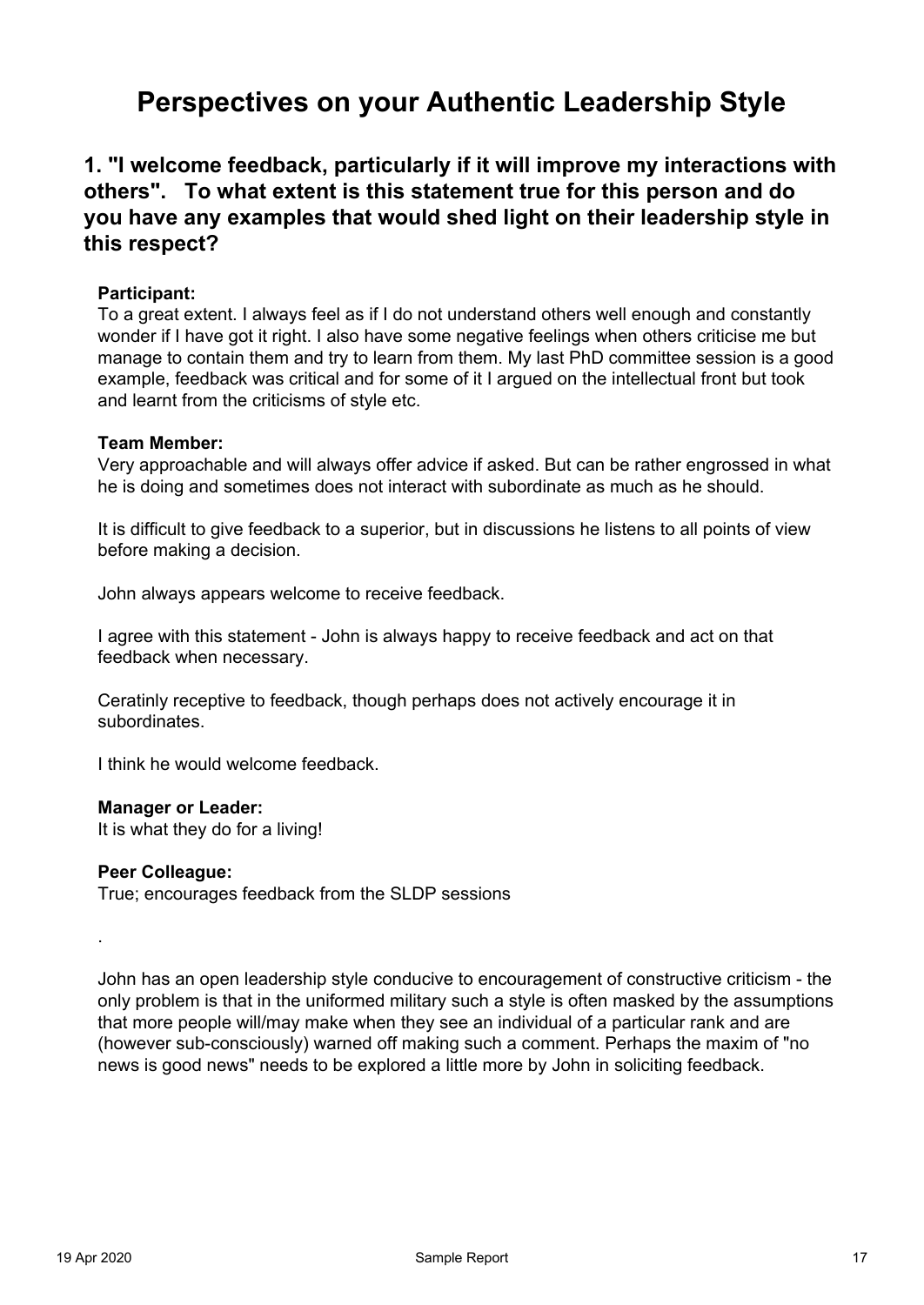# Perspectives on your Authentic Leadership Style

## 1. "I welcome feedback, particularly if it will improve my interactions with others". To what extent is this statement true for this person and do you have any examples that would shed light on their leadership style in this respect?

**Participant:**
To a great extent. I always feel as if I do not understand others well enough and constantly wonder if I have got it right. I also have some negative feelings when others criticise me but manage to contain them and try to learn from them. My last PhD committee session is a good example, feedback was critical and for some of it I argued on the intellectual front but took and learnt from the criticisms of style etc.

**Team Member:**
Very approachable and will always offer advice if asked. But can be rather engrossed in what he is doing and sometimes does not interact with subordinate as much as he should.

It is difficult to give feedback to a superior, but in discussions he listens to all points of view before making a decision.

John always appears welcome to receive feedback.

I agree with this statement - John is always happy to receive feedback and act on that feedback when necessary.

Ceratinly receptive to feedback, though perhaps does not actively encourage it in subordinates.

I think he would welcome feedback.

**Manager or Leader:**
It is what they do for a living!

**Peer Colleague:**
True; encourages feedback from the SLDP sessions

.

John has an open leadership style conducive to encouragement of constructive criticism - the only problem is that in the uniformed military such a style is often masked by the assumptions that more people will/may make when they see an individual of a particular rank and are (however sub-consciously) warned off making such a comment. Perhaps the maxim of "no news is good news" needs to be explored a little more by John in soliciting feedback.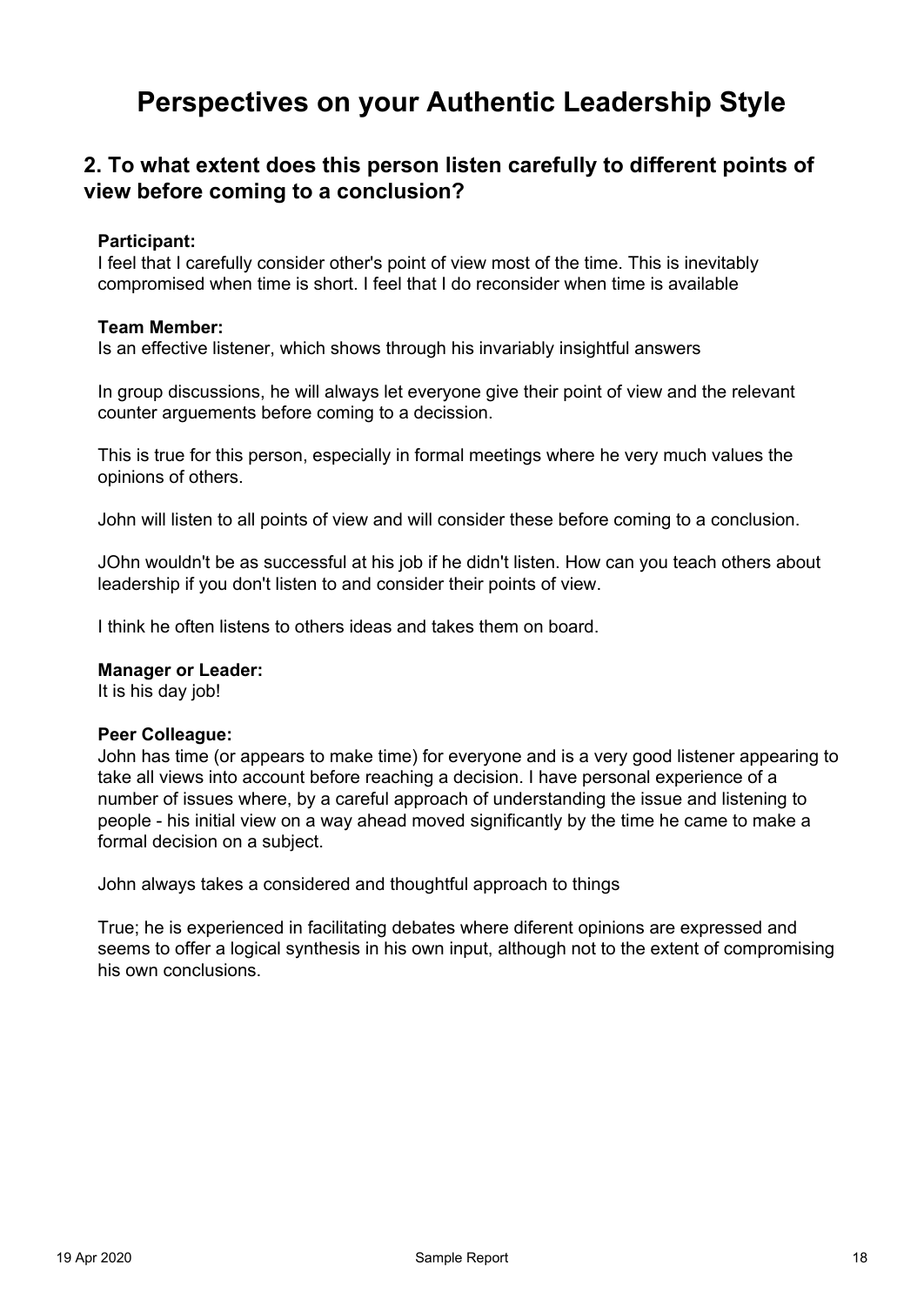# Perspectives on your Authentic Leadership Style

## 2. To what extent does this person listen carefully to different points of view before coming to a conclusion?

**Participant:**
I feel that I carefully consider other's point of view most of the time. This is inevitably compromised when time is short. I feel that I do reconsider when time is available

**Team Member:**
Is an effective listener, which shows through his invariably insightful answers

In group discussions, he will always let everyone give their point of view and the relevant counter arguements before coming to a decission.

This is true for this person, especially in formal meetings where he very much values the opinions of others.

John will listen to all points of view and will consider these before coming to a conclusion.

JOhn wouldn't be as successful at his job if he didn't listen. How can you teach others about leadership if you don't listen to and consider their points of view.

I think he often listens to others ideas and takes them on board.

**Manager or Leader:**
It is his day job!

**Peer Colleague:**
John has time (or appears to make time) for everyone and is a very good listener appearing to take all views into account before reaching a decision. I have personal experience of a number of issues where, by a careful approach of understanding the issue and listening to people - his initial view on a way ahead moved significantly by the time he came to make a formal decision on a subject.

John always takes a considered and thoughtful approach to things

True; he is experienced in facilitating debates where diferent opinions are expressed and seems to offer a logical synthesis in his own input, although not to the extent of compromising his own conclusions.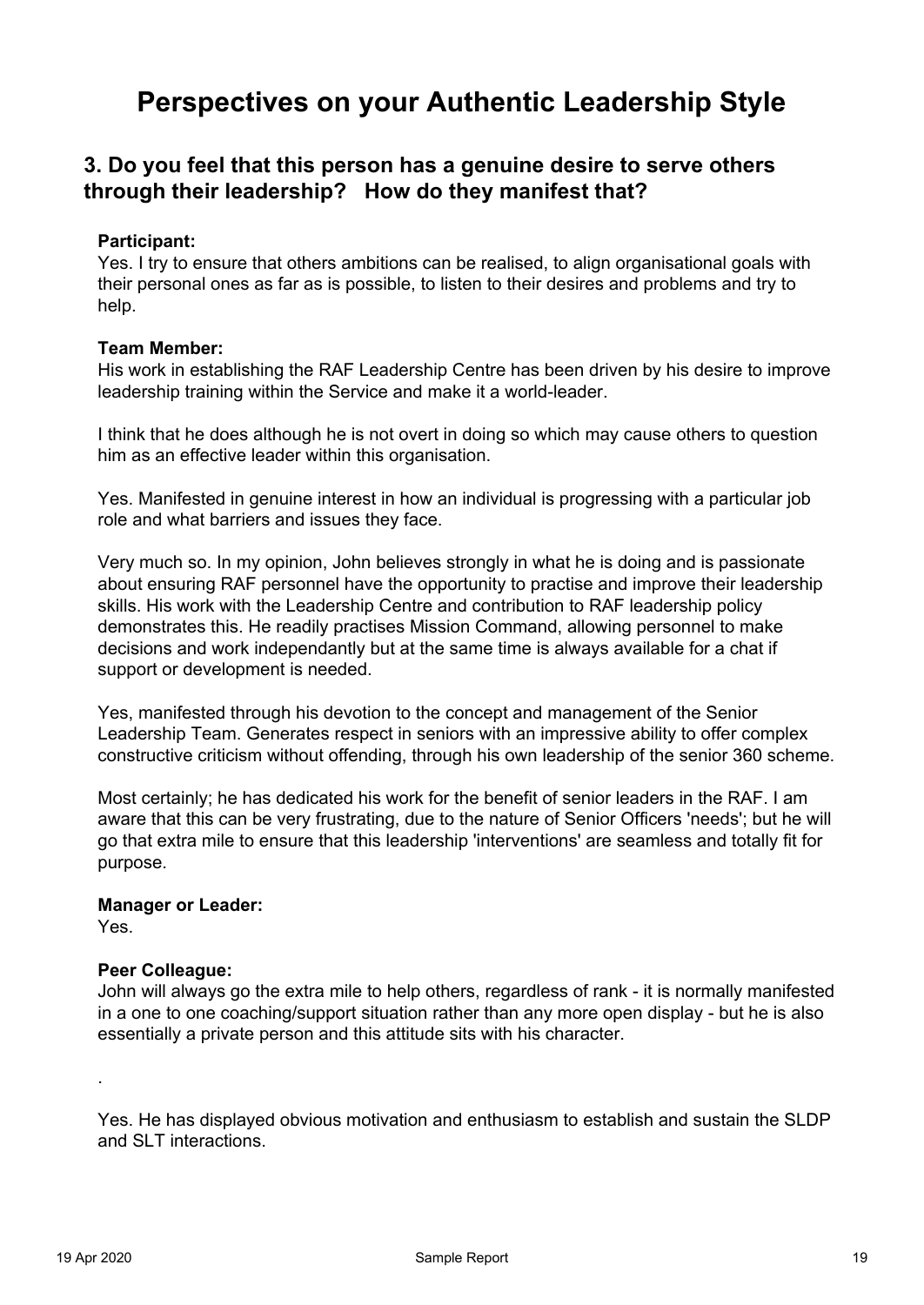# Perspectives on your Authentic Leadership Style

## 3. Do you feel that this person has a genuine desire to serve others through their leadership? How do they manifest that?

**Participant:**
Yes. I try to ensure that others ambitions can be realised, to align organisational goals with their personal ones as far as is possible, to listen to their desires and problems and try to help.

**Team Member:**
His work in establishing the RAF Leadership Centre has been driven by his desire to improve leadership training within the Service and make it a world-leader.

I think that he does although he is not overt in doing so which may cause others to question him as an effective leader within this organisation.

Yes. Manifested in genuine interest in how an individual is progressing with a particular job role and what barriers and issues they face.

Very much so. In my opinion, John believes strongly in what he is doing and is passionate about ensuring RAF personnel have the opportunity to practise and improve their leadership skills. His work with the Leadership Centre and contribution to RAF leadership policy demonstrates this. He readily practises Mission Command, allowing personnel to make decisions and work independantly but at the same time is always available for a chat if support or development is needed.

Yes, manifested through his devotion to the concept and management of the Senior Leadership Team. Generates respect in seniors with an impressive ability to offer complex constructive criticism without offending, through his own leadership of the senior 360 scheme.

Most certainly; he has dedicated his work for the benefit of senior leaders in the RAF. I am aware that this can be very frustrating, due to the nature of Senior Officers 'needs'; but he will go that extra mile to ensure that this leadership 'interventions' are seamless and totally fit for purpose.

**Manager or Leader:**
Yes.

**Peer Colleague:**
John will always go the extra mile to help others, regardless of rank - it is normally manifested in a one to one coaching/support situation rather than any more open display - but he is also essentially a private person and this attitude sits with his character.

.

Yes. He has displayed obvious motivation and enthusiasm to establish and sustain the SLDP and SLT interactions.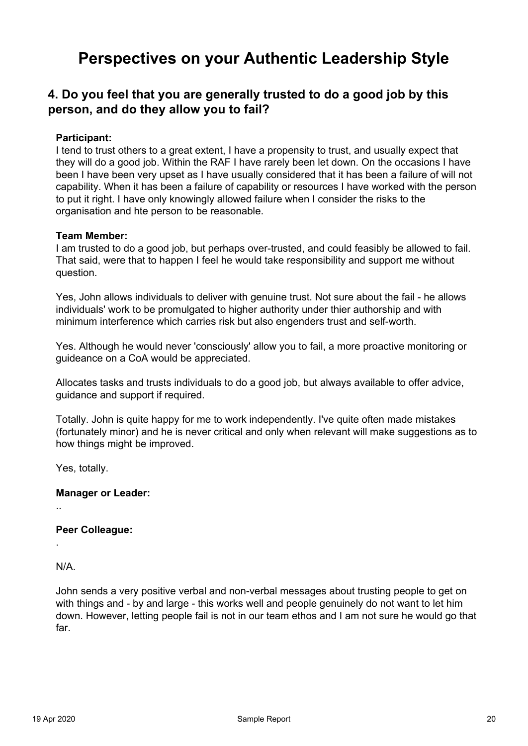# Perspectives on your Authentic Leadership Style

## 4. Do you feel that you are generally trusted to do a good job by this person, and do they allow you to fail?

**Participant:**
I tend to trust others to a great extent, I have a propensity to trust, and usually expect that they will do a good job. Within the RAF I have rarely been let down. On the occasions I have been I have been very upset as I have usually considered that it has been a failure of will not capability. When it has been a failure of capability or resources I have worked with the person to put it right. I have only knowingly allowed failure when I consider the risks to the organisation and hte person to be reasonable.

**Team Member:**
I am trusted to do a good job, but perhaps over-trusted, and could feasibly be allowed to fail. That said, were that to happen I feel he would take responsibility and support me without question.

Yes, John allows individuals to deliver with genuine trust. Not sure about the fail - he allows individuals' work to be promulgated to higher authority under thier authorship and with minimum interference which carries risk but also engenders trust and self-worth.

Yes. Although he would never 'consciously' allow you to fail, a more proactive monitoring or guideance on a CoA would be appreciated.

Allocates tasks and trusts individuals to do a good job, but always available to offer advice, guidance and support if required.

Totally. John is quite happy for me to work independently. I've quite often made mistakes (fortunately minor) and he is never critical and only when relevant will make suggestions as to how things might be improved.

Yes, totally.

**Manager or Leader:**

..

**Peer Colleague:**

.

N/A.

John sends a very positive verbal and non-verbal messages about trusting people to get on with things and - by and large - this works well and people genuinely do not want to let him down. However, letting people fail is not in our team ethos and I am not sure he would go that far.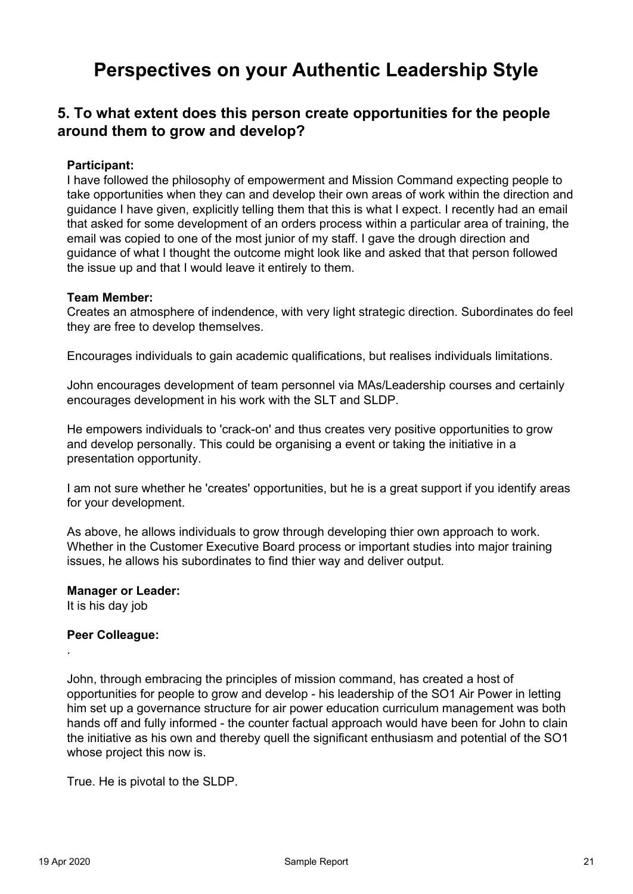# Perspectives on your Authentic Leadership Style

## 5. To what extent does this person create opportunities for the people around them to grow and develop?

**Participant:**
I have followed the philosophy of empowerment and Mission Command expecting people to take opportunities when they can and develop their own areas of work within the direction and guidance I have given, explicitly telling them that this is what I expect. I recently had an email that asked for some development of an orders process within a particular area of training, the email was copied to one of the most junior of my staff. I gave the drough direction and guidance of what I thought the outcome might look like and asked that that person followed the issue up and that I would leave it entirely to them.

**Team Member:**
Creates an atmosphere of indendence, with very light strategic direction. Subordinates do feel they are free to develop themselves.

Encourages individuals to gain academic qualifications, but realises individuals limitations.

John encourages development of team personnel via MAs/Leadership courses and certainly encourages development in his work with the SLT and SLDP.

He empowers individuals to 'crack-on' and thus creates very positive opportunities to grow and develop personally. This could be organising a event or taking the initiative in a presentation opportunity.

I am not sure whether he 'creates' opportunities, but he is a great support if you identify areas for your development.

As above, he allows individuals to grow through developing thier own approach to work. Whether in the Customer Executive Board process or important studies into major training issues, he allows his subordinates to find thier way and deliver output.

**Manager or Leader:**
It is his day job

**Peer Colleague:**
.

John, through embracing the principles of mission command, has created a host of opportunities for people to grow and develop - his leadership of the SO1 Air Power in letting him set up a governance structure for air power education curriculum management was both hands off and fully informed - the counter factual approach would have been for John to clain the initiative as his own and thereby quell the significant enthusiasm and potential of the SO1 whose project this now is.

True. He is pivotal to the SLDP.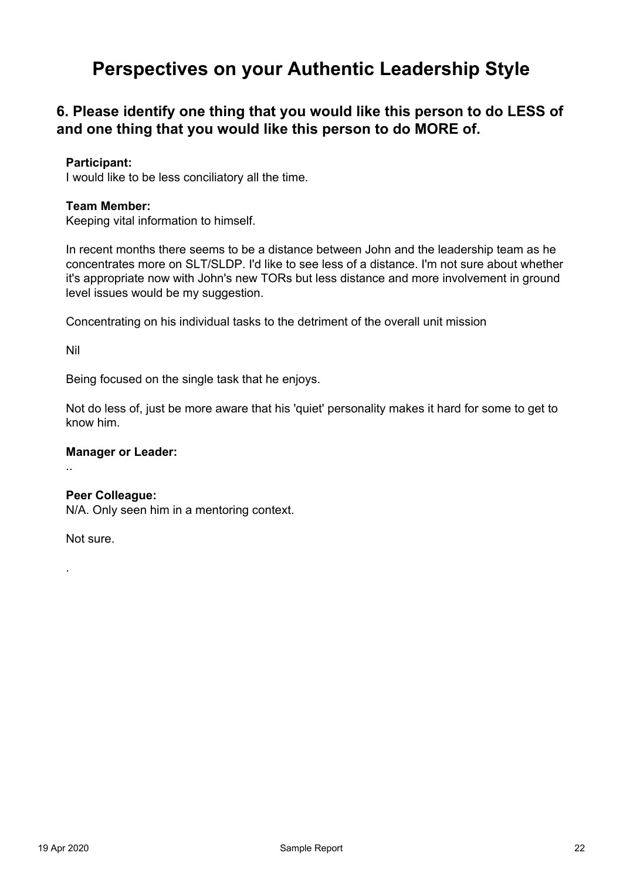# Perspectives on your Authentic Leadership Style

## 6. Please identify one thing that you would like this person to do LESS of and one thing that you would like this person to do MORE of.

**Participant:**
I would like to be less conciliatory all the time.

**Team Member:**
Keeping vital information to himself.

In recent months there seems to be a distance between John and the leadership team as he concentrates more on SLT/SLDP. I'd like to see less of a distance. I'm not sure about whether it's appropriate now with John's new TORs but less distance and more involvement in ground level issues would be my suggestion.

Concentrating on his individual tasks to the detriment of the overall unit mission

Nil

Being focused on the single task that he enjoys.

Not do less of, just be more aware that his 'quiet' personality makes it hard for some to get to know him.

**Manager or Leader:**
..

**Peer Colleague:**
N/A. Only seen him in a mentoring context.

Not sure.

.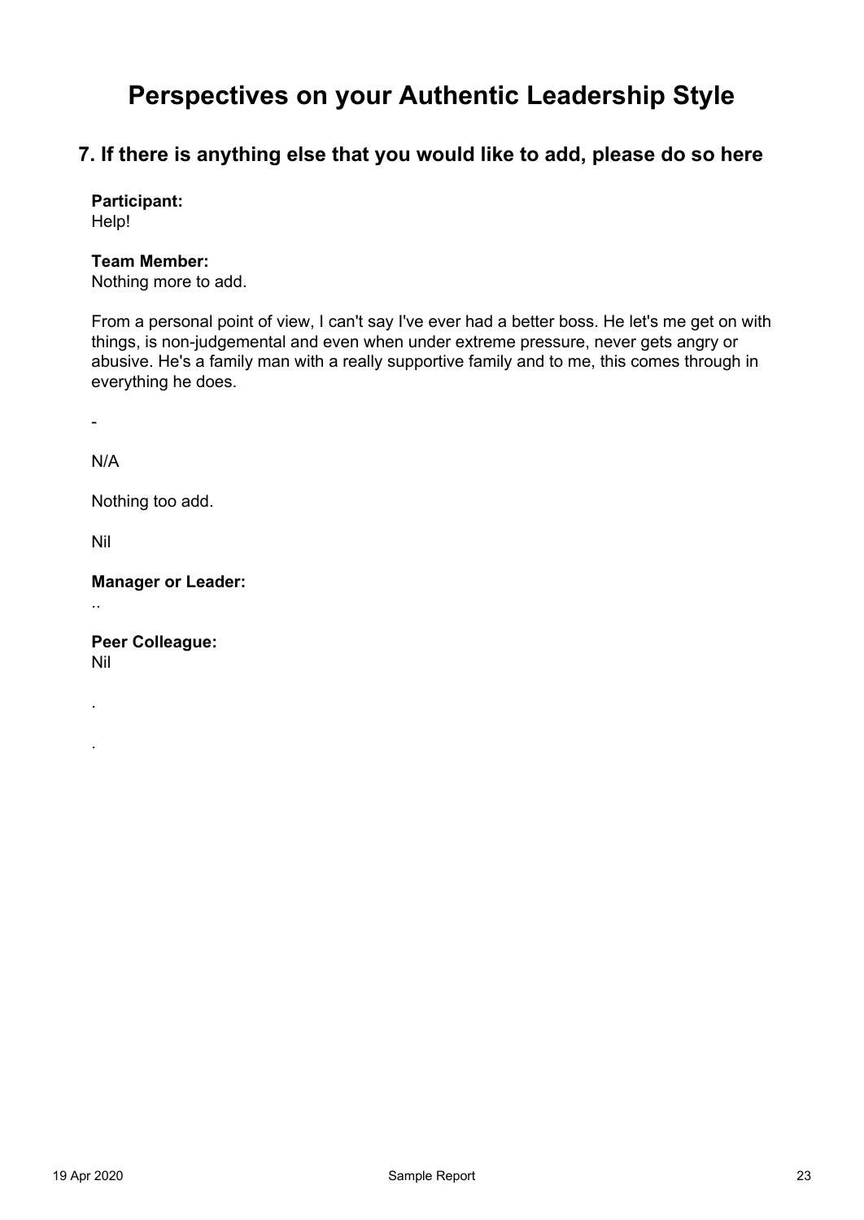# Perspectives on your Authentic Leadership Style

## 7. If there is anything else that you would like to add, please do so here

**Participant:**
Help!

**Team Member:**
Nothing more to add.

From a personal point of view, I can't say I've ever had a better boss. He let's me get on with things, is non-judgemental and even when under extreme pressure, never gets angry or abusive. He's a family man with a really supportive family and to me, this comes through in everything he does.

-

N/A

Nothing too add.

Nil

**Manager or Leader:**
..

**Peer Colleague:**
Nil

.

.